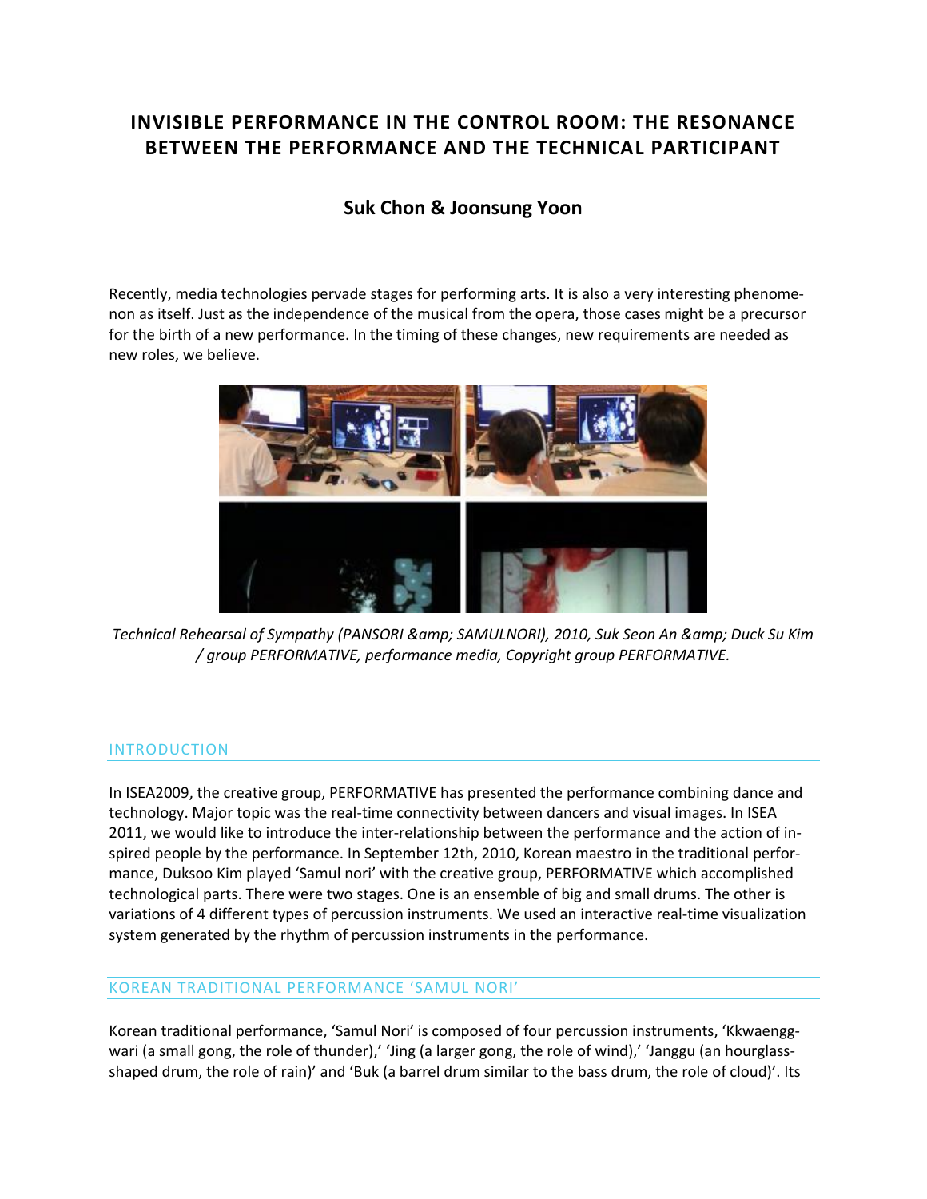# INVISIBLE PERFORMANCE IN THE CONTROL ROOM: THE RESONANCE BETWEEN THE PERFORMANCE AND THE TECHNICAL PARTICIPANT

## Suk Chon & Joonsung Yoon

Recently, media technologies pervade stages for performing arts. It is also a very interesting phenomenon as itself. Just as the independence of the musical from the opera, those cases might be a precursor for the birth of a new performance. In the timing of these changes, new requirements are needed as new roles, we believe.

*Technical Rehearsal of Sympathy (PANSORI &amp; SAMULNORI), 2010, Suk Seon An &amp; Duck Su Kim / group PERFORMATIVE, performance media, Copyright group PERFORMATIVE.*

## INTRODUCTION

In ISEA2009, the creative group, PERFORMATIVE has presented the performance combining dance and technology. Major topic was the real-time connectivity between dancers and visual images. In ISEA 2011, we would like to introduce the inter-relationship between the performance and the action of inspired people by the performance. In September 12th, 2010, Korean maestro in the traditional performance, Duksoo Kim played 'Samul nori' with the creative group, PERFORMATIVE which accomplished technological parts. There were two stages. One is an ensemble of big and small drums. The other is variations of 4 different types of percussion instruments. We used an interactive real-time visualization system generated by the rhythm of percussion instruments in the performance.

## KOREAN TRADITIONAL PERFORMANCE 'SAMUL NORI'

Korean traditional performance, 'Samul Nori' is composed of four percussion instruments, 'Kkwaenggwari (a small gong, the role of thunder),' 'Jing (a larger gong, the role of wind),' 'Janggu (an hourglass-shaped drum, the role of rain)' and 'Buk (a barrel drum similar to the bass drum, the role of cloud)'. Its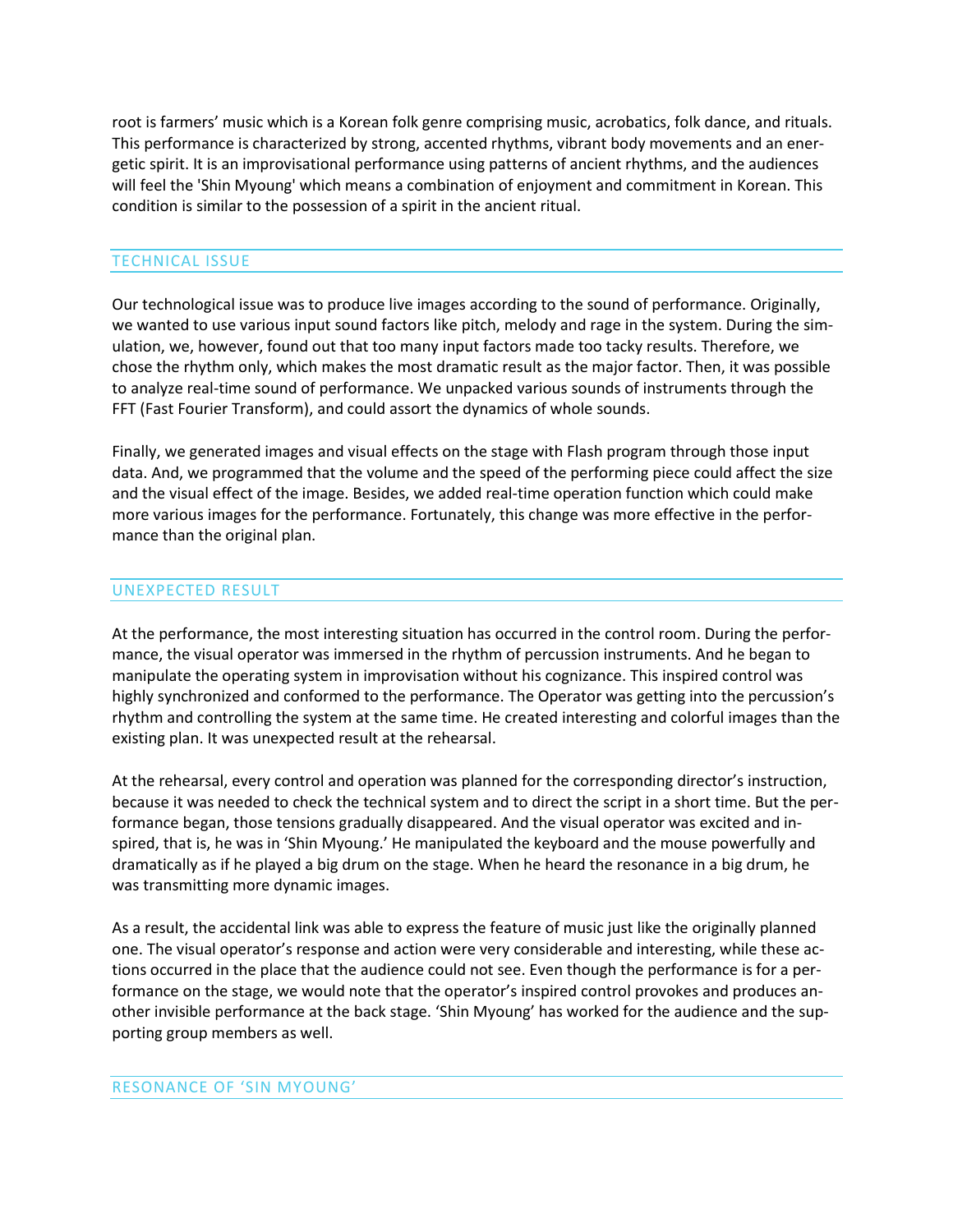root is farmers' music which is a Korean folk genre comprising music, acrobatics, folk dance, and rituals. This performance is characterized by strong, accented rhythms, vibrant body movements and an energetic spirit. It is an improvisational performance using patterns of ancient rhythms, and the audiences will feel the 'Shin Myoung' which means a combination of enjoyment and commitment in Korean. This condition is similar to the possession of a spirit in the ancient ritual.

## TECHNICAL ISSUE

Our technological issue was to produce live images according to the sound of performance. Originally, we wanted to use various input sound factors like pitch, melody and rage in the system. During the simulation, we, however, found out that too many input factors made too tacky results. Therefore, we chose the rhythm only, which makes the most dramatic result as the major factor. Then, it was possible to analyze real-time sound of performance. We unpacked various sounds of instruments through the FFT (Fast Fourier Transform), and could assort the dynamics of whole sounds.

Finally, we generated images and visual effects on the stage with Flash program through those input data. And, we programmed that the volume and the speed of the performing piece could affect the size and the visual effect of the image. Besides, we added real-time operation function which could make more various images for the performance. Fortunately, this change was more effective in the performance than the original plan.

## UNEXPECTED RESULT

At the performance, the most interesting situation has occurred in the control room. During the performance, the visual operator was immersed in the rhythm of percussion instruments. And he began to manipulate the operating system in improvisation without his cognizance. This inspired control was highly synchronized and conformed to the performance. The Operator was getting into the percussion's rhythm and controlling the system at the same time. He created interesting and colorful images than the existing plan. It was unexpected result at the rehearsal.

At the rehearsal, every control and operation was planned for the corresponding director's instruction, because it was needed to check the technical system and to direct the script in a short time. But the performance began, those tensions gradually disappeared. And the visual operator was excited and inspired, that is, he was in 'Shin Myoung.' He manipulated the keyboard and the mouse powerfully and dramatically as if he played a big drum on the stage. When he heard the resonance in a big drum, he was transmitting more dynamic images.

As a result, the accidental link was able to express the feature of music just like the originally planned one. The visual operator's response and action were very considerable and interesting, while these actions occurred in the place that the audience could not see. Even though the performance is for a performance on the stage, we would note that the operator's inspired control provokes and produces another invisible performance at the back stage. 'Shin Myoung' has worked for the audience and the supporting group members as well.

## RESONANCE OF 'SIN MYOUNG'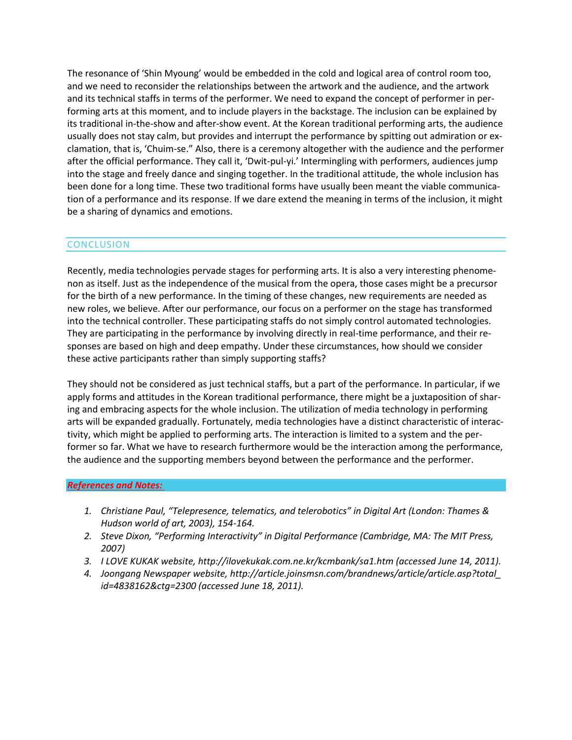The resonance of 'Shin Myoung' would be embedded in the cold and logical area of control room too, and we need to reconsider the relationships between the artwork and the audience, and the artwork and its technical staffs in terms of the performer. We need to expand the concept of performer in performing arts at this moment, and to include players in the backstage. The inclusion can be explained by its traditional in-the-show and after-show event. At the Korean traditional performing arts, the audience usually does not stay calm, but provides and interrupt the performance by spitting out admiration or exclamation, that is, 'Chuim-se." Also, there is a ceremony altogether with the audience and the performer after the official performance. They call it, 'Dwit-pul-yi.' Intermingling with performers, audiences jump into the stage and freely dance and singing together. In the traditional attitude, the whole inclusion has been done for a long time. These two traditional forms have usually been meant the viable communication of a performance and its response. If we dare extend the meaning in terms of the inclusion, it might be a sharing of dynamics and emotions.

## CONCLUSION

Recently, media technologies pervade stages for performing arts. It is also a very interesting phenomenon as itself. Just as the independence of the musical from the opera, those cases might be a precursor for the birth of a new performance. In the timing of these changes, new requirements are needed as new roles, we believe. After our performance, our focus on a performer on the stage has transformed into the technical controller. These participating staffs do not simply control automated technologies. They are participating in the performance by involving directly in real-time performance, and their responses are based on high and deep empathy. Under these circumstances, how should we consider these active participants rather than simply supporting staffs?

They should not be considered as just technical staffs, but a part of the performance. In particular, if we apply forms and attitudes in the Korean traditional performance, there might be a juxtaposition of sharing and embracing aspects for the whole inclusion. The utilization of media technology in performing arts will be expanded gradually. Fortunately, media technologies have a distinct characteristic of interactivity, which might be applied to performing arts. The interaction is limited to a system and the performer so far. What we have to research furthermore would be the interaction among the performance, the audience and the supporting members beyond between the performance and the performer.

### *References and Notes:*

1. *Christiane Paul, "Telepresence, telematics, and telerobotics" in Digital Art (London: Thames & Hudson world of art, 2003), 154-164.*
2. *Steve Dixon, "Performing Interactivity" in Digital Performance (Cambridge, MA: The MIT Press, 2007)*
3. *I LOVE KUKAK website, http://ilovekukak.com.ne.kr/kcmbank/sa1.htm (accessed June 14, 2011).*
4. *Joongang Newspaper website, http://article.joinsmsn.com/brandnews/article/article.asp?total_id=4838162&ctg=2300 (accessed June 18, 2011).*